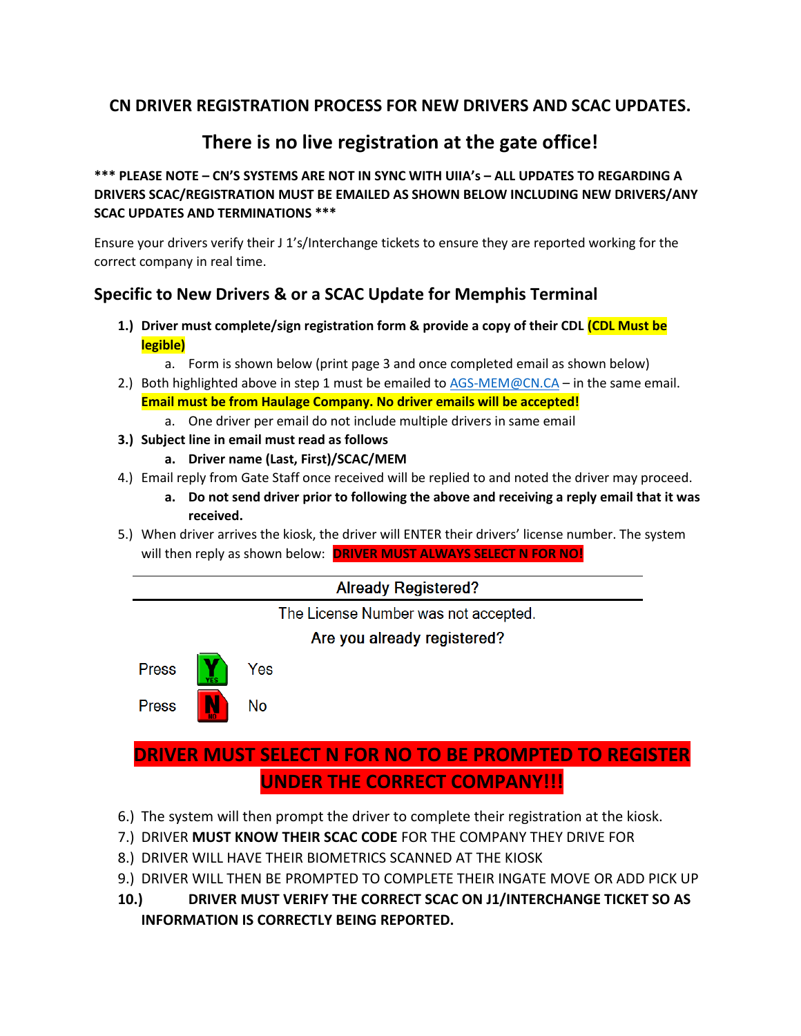# CN DRIVER REGISTRATION PROCESS FOR NEW DRIVERS AND SCAC UPDATES.

## There is no live registration at the gate office!

**\*\*\* PLEASE NOTE – CN'S SYSTEMS ARE NOT IN SYNC WITH UIIA's – ALL UPDATES TO REGARDING A DRIVERS SCAC/REGISTRATION MUST BE EMAILED AS SHOWN BELOW INCLUDING NEW DRIVERS/ANY SCAC UPDATES AND TERMINATIONS \*\*\***

Ensure your drivers verify their J 1's/Interchange tickets to ensure they are reported working for the correct company in real time.

## Specific to New Drivers & or a SCAC Update for Memphis Terminal

1.) **Driver must complete/sign registration form & provide a copy of their CDL (CDL Must be legible)**
   - a. Form is shown below (print page 3 and once completed email as shown below)

2.) Both highlighted above in step 1 must be emailed to AGS-MEM@CN.CA – in the same email. **Email must be from Haulage Company. No driver emails will be accepted!**
   - a. One driver per email do not include multiple drivers in same email

3.) **Subject line in email must read as follows**
   - a. **Driver name (Last, First)/SCAC/MEM**

4.) Email reply from Gate Staff once received will be replied to and noted the driver may proceed.
   - a. **Do not send driver prior to following the above and receiving a reply email that it was received.**

5.) When driver arrives the kiosk, the driver will ENTER their drivers' license number. The system will then reply as shown below: **DRIVER MUST ALWAYS SELECT N FOR NO!**

Already Registered?

The License Number was not accepted.

Are you already registered?

Press Y Yes

Press N No

**DRIVER MUST SELECT N FOR NO TO BE PROMPTED TO REGISTER UNDER THE CORRECT COMPANY!!!**

6.) The system will then prompt the driver to complete their registration at the kiosk.

7.) DRIVER **MUST KNOW THEIR SCAC CODE** FOR THE COMPANY THEY DRIVE FOR

8.) DRIVER WILL HAVE THEIR BIOMETRICS SCANNED AT THE KIOSK

9.) DRIVER WILL THEN BE PROMPTED TO COMPLETE THEIR INGATE MOVE OR ADD PICK UP

**10.) DRIVER MUST VERIFY THE CORRECT SCAC ON J1/INTERCHANGE TICKET SO AS INFORMATION IS CORRECTLY BEING REPORTED.**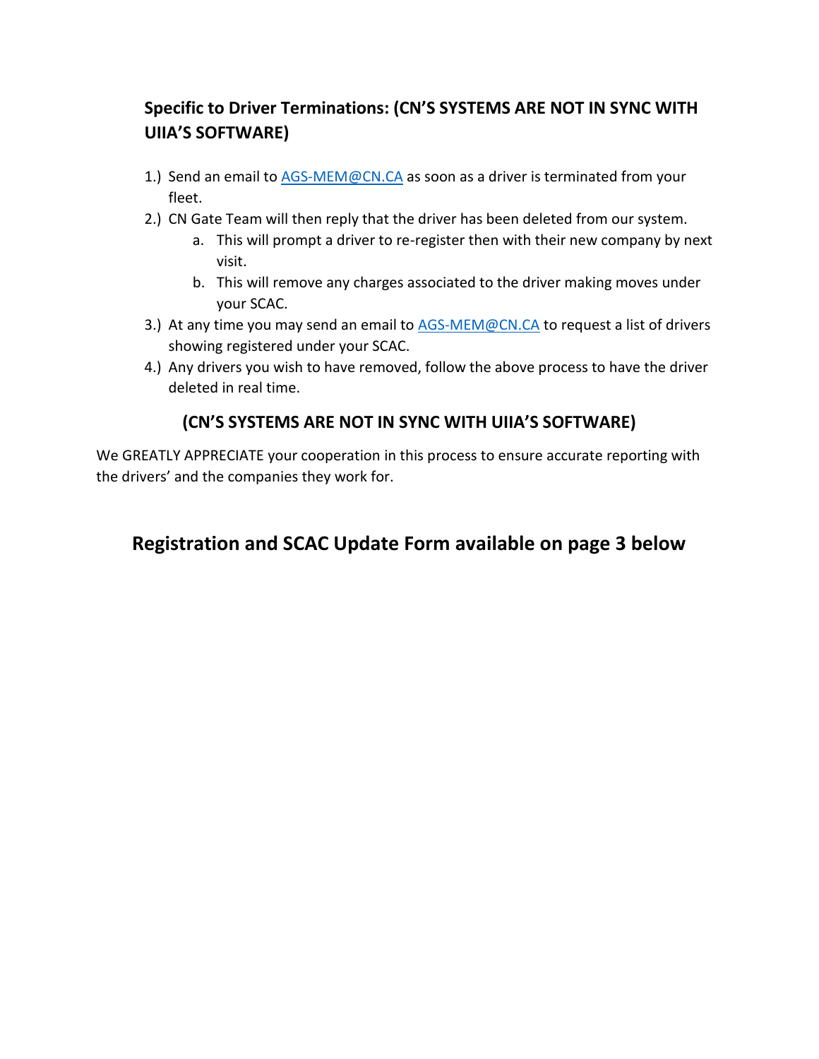### Specific to Driver Terminations: (CN'S SYSTEMS ARE NOT IN SYNC WITH UIIA'S SOFTWARE)

1.) Send an email to AGS-MEM@CN.CA as soon as a driver is terminated from your fleet.

2.) CN Gate Team will then reply that the driver has been deleted from our system.
   a. This will prompt a driver to re-register then with their new company by next visit.
   b. This will remove any charges associated to the driver making moves under your SCAC.

3.) At any time you may send an email to AGS-MEM@CN.CA to request a list of drivers showing registered under your SCAC.

4.) Any drivers you wish to have removed, follow the above process to have the driver deleted in real time.

**(CN'S SYSTEMS ARE NOT IN SYNC WITH UIIA'S SOFTWARE)**

We GREATLY APPRECIATE your cooperation in this process to ensure accurate reporting with the drivers' and the companies they work for.

## Registration and SCAC Update Form available on page 3 below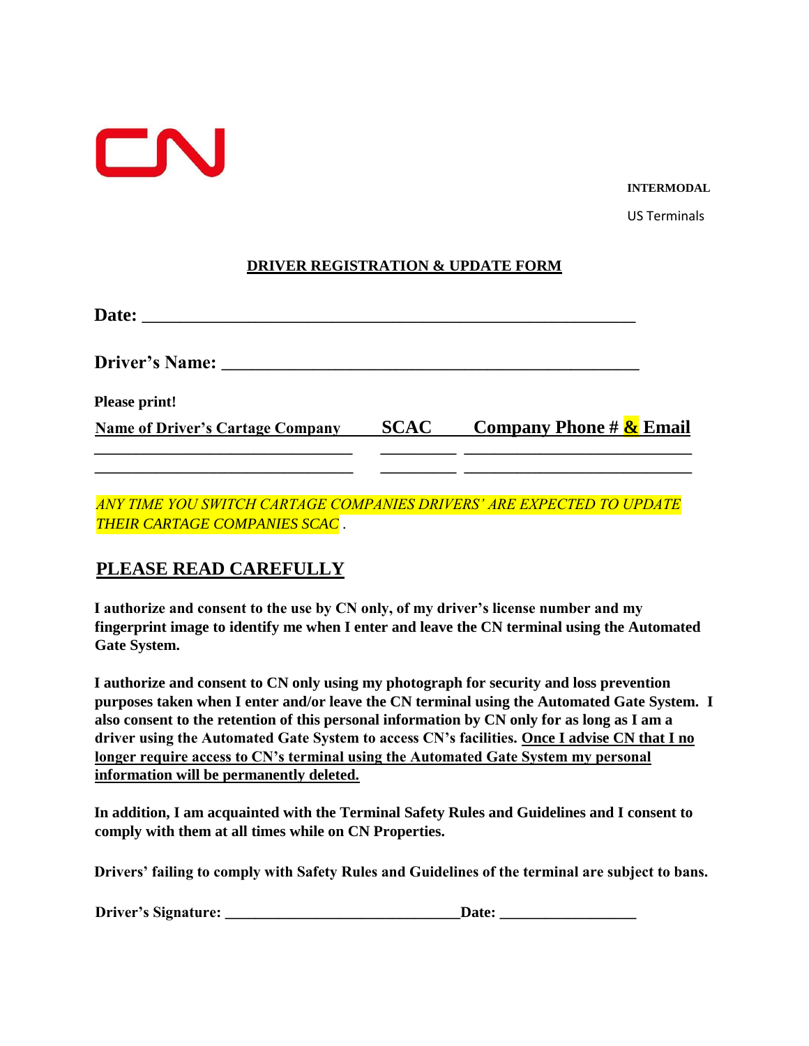CN

**INTERMODAL**

US Terminals

## DRIVER REGISTRATION & UPDATE FORM

**Date:** ______________________________________________________

**Driver's Name:** ______________________________________________

**Please print!**

| Name of Driver's Cartage Company | SCAC | Company Phone # & Email |
| --- | --- | --- |
| ________________________________ | _________ | ____________________________ |
| ________________________________ | _________ | ____________________________ |

*ANY TIME YOU SWITCH CARTAGE COMPANIES DRIVERS' ARE EXPECTED TO UPDATE THEIR CARTAGE COMPANIES SCAC* .

## PLEASE READ CAREFULLY

**I authorize and consent to the use by CN only, of my driver's license number and my fingerprint image to identify me when I enter and leave the CN terminal using the Automated Gate System.**

**I authorize and consent to CN only using my photograph for security and loss prevention purposes taken when I enter and/or leave the CN terminal using the Automated Gate System. I also consent to the retention of this personal information by CN only for as long as I am a driver using the Automated Gate System to access CN's facilities. Once I advise CN that I no longer require access to CN's terminal using the Automated Gate System my personal information will be permanently deleted.**

**In addition, I am acquainted with the Terminal Safety Rules and Guidelines and I consent to comply with them at all times while on CN Properties.**

**Drivers' failing to comply with Safety Rules and Guidelines of the terminal are subject to bans.**

**Driver's Signature:** ______________________________ **Date:** __________________